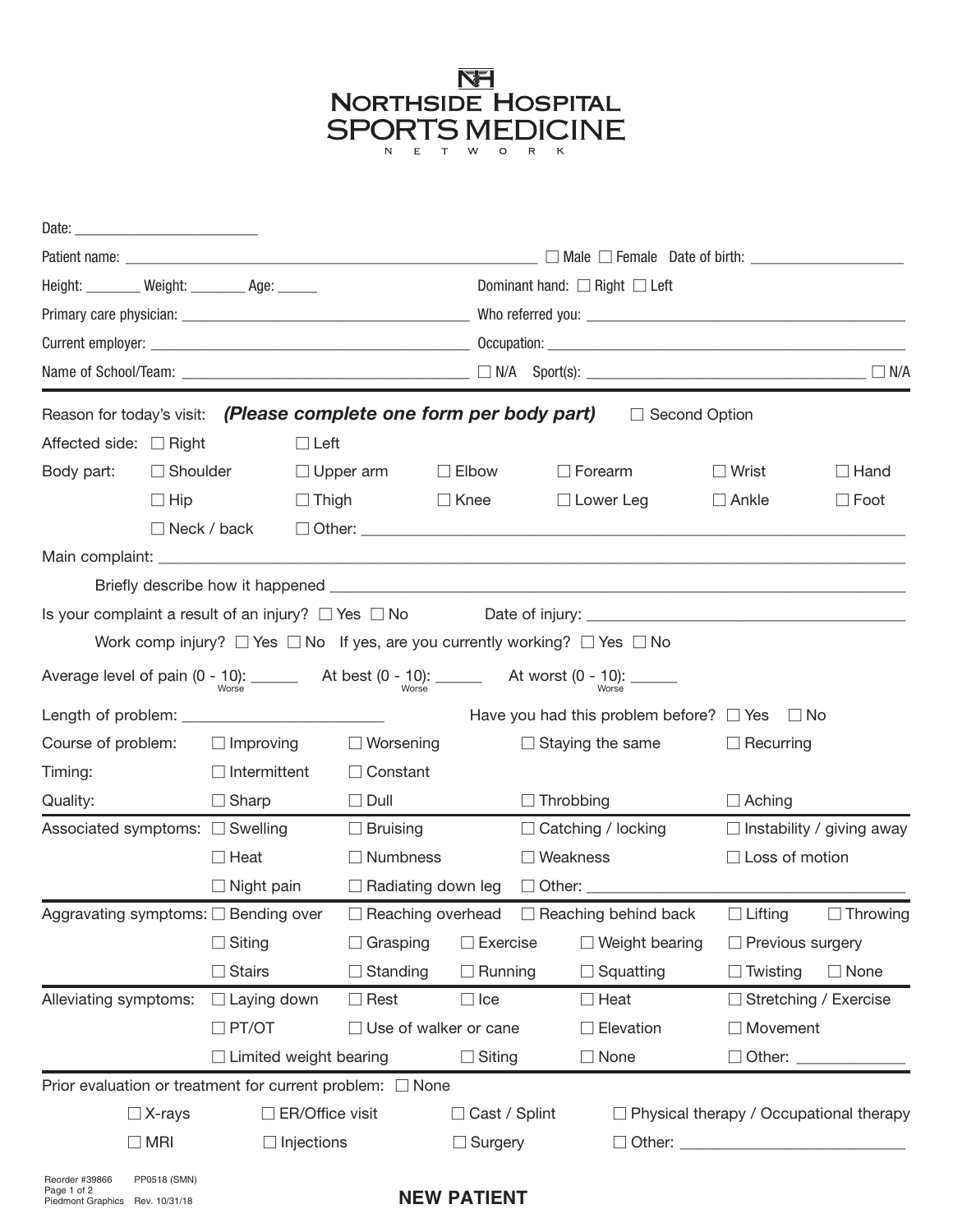# NORTHSIDE HOSPITAL SPORTS MEDICINE NETWORK

Date: ______________________

Patient name: ______________________________________________ ☐ Male ☐ Female Date of birth: __________________

Height: _______ Weight: _______ Age: _____ Dominant hand: ☐ Right ☐ Left

Primary care physician: ______________________________ Who referred you: ______________________________

Current employer: ______________________________ Occupation: ______________________________

Name of School/Team: ______________________________ ☐ N/A Sport(s): ______________________________ ☐ N/A

---

Reason for today's visit: ***(Please complete one form per body part)*** ☐ Second Option

Affected side: ☐ Right ☐ Left

Body part: ☐ Shoulder ☐ Upper arm ☐ Elbow ☐ Forearm ☐ Wrist ☐ Hand
☐ Hip ☐ Thigh ☐ Knee ☐ Lower Leg ☐ Ankle ☐ Foot
☐ Neck / back ☐ Other: ______________________________

Main complaint: ______________________________________________

Briefly describe how it happened ______________________________________________

Is your complaint a result of an injury? ☐ Yes ☐ No Date of injury: ______________________________

Work comp injury? ☐ Yes ☐ No If yes, are you currently working? ☐ Yes ☐ No

Average level of pain (0 - 10 Worse): _____ At best (0 - 10 Worse): _____ At worst (0 - 10 Worse): _____

Length of problem: ______________________ Have you had this problem before? ☐ Yes ☐ No

Course of problem: ☐ Improving ☐ Worsening ☐ Staying the same ☐ Recurring

Timing: ☐ Intermittent ☐ Constant

Quality: ☐ Sharp ☐ Dull ☐ Throbbing ☐ Aching

Associated symptoms: ☐ Swelling ☐ Bruising ☐ Catching / locking ☐ Instability / giving away
☐ Heat ☐ Numbness ☐ Weakness ☐ Loss of motion
☐ Night pain ☐ Radiating down leg ☐ Other: ______________________________

Aggravating symptoms: ☐ Bending over ☐ Reaching overhead ☐ Reaching behind back ☐ Lifting ☐ Throwing
☐ Siting ☐ Grasping ☐ Exercise ☐ Weight bearing ☐ Previous surgery
☐ Stairs ☐ Standing ☐ Running ☐ Squatting ☐ Twisting ☐ None

Alleviating symptoms: ☐ Laying down ☐ Rest ☐ Ice ☐ Heat ☐ Stretching / Exercise
☐ PT/OT ☐ Use of walker or cane ☐ Elevation ☐ Movement
☐ Limited weight bearing ☐ Siting ☐ None ☐ Other: ____________

Prior evaluation or treatment for current problem: ☐ None

☐ X-rays ☐ ER/Office visit ☐ Cast / Splint ☐ Physical therapy / Occupational therapy
☐ MRI ☐ Injections ☐ Surgery ☐ Other: ______________________________

Reorder #39866 PP0518 (SMN)
Piedmont Graphics Rev. 10/31/18

**NEW PATIENT**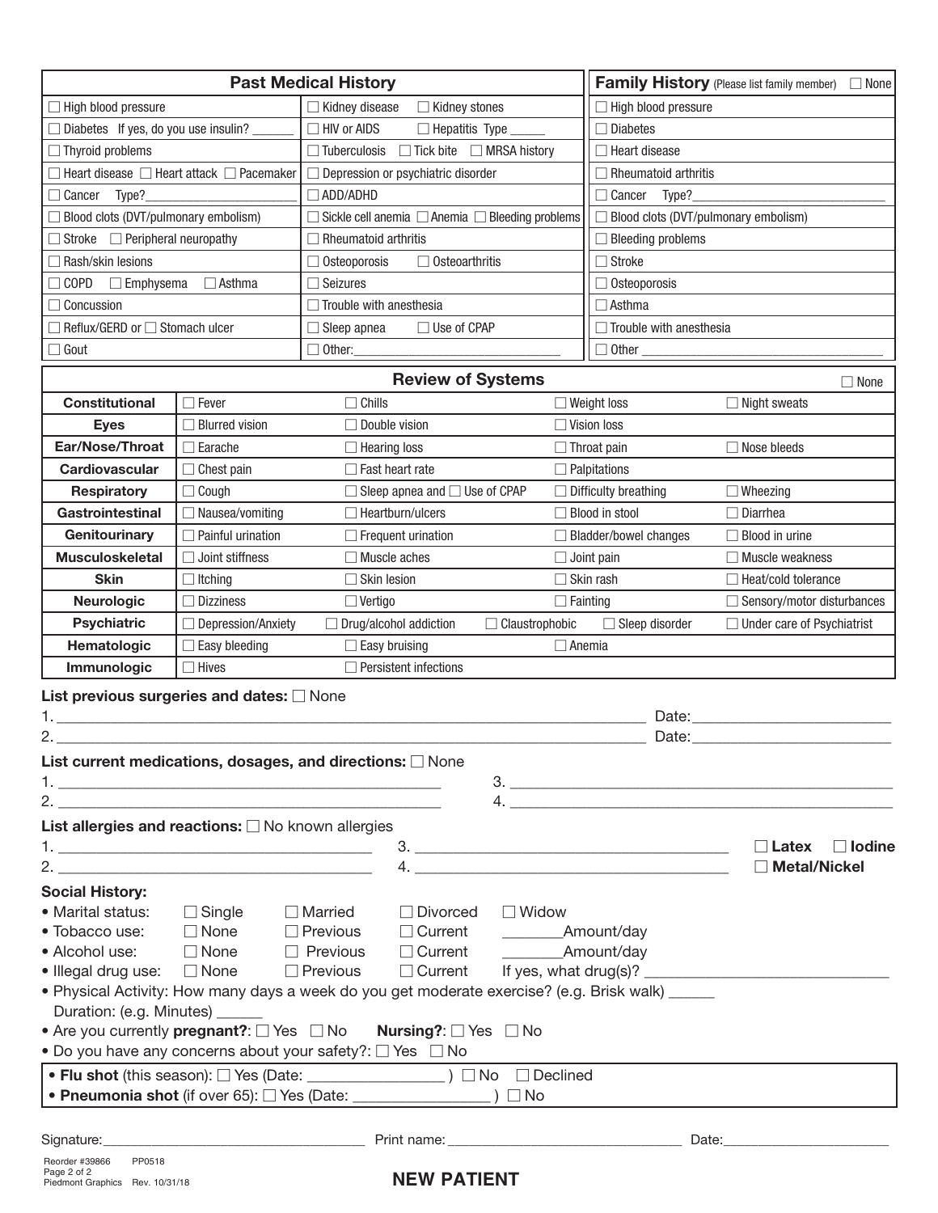| Past Medical History | | Family History (Please list family member) ☐ None |
|---|---|---|
| ☐ High blood pressure | ☐ Kidney disease ☐ Kidney stones | ☐ High blood pressure |
| ☐ Diabetes If yes, do you use insulin? ______ | ☐ HIV or AIDS ☐ Hepatitis Type _____ | ☐ Diabetes |
| ☐ Thyroid problems | ☐ Tuberculosis ☐ Tick bite ☐ MRSA history | ☐ Heart disease |
| ☐ Heart disease ☐ Heart attack ☐ Pacemaker | ☐ Depression or psychiatric disorder | ☐ Rheumatoid arthritis |
| ☐ Cancer Type?______________________ | ☐ ADD/ADHD | ☐ Cancer Type?____________________________ |
| ☐ Blood clots (DVT/pulmonary embolism) | ☐ Sickle cell anemia ☐ Anemia ☐ Bleeding problems | ☐ Blood clots (DVT/pulmonary embolism) |
| ☐ Stroke ☐ Peripheral neuropathy | ☐ Rheumatoid arthritis | ☐ Bleeding problems |
| ☐ Rash/skin lesions | ☐ Osteoporosis ☐ Osteoarthritis | ☐ Stroke |
| ☐ COPD ☐ Emphysema ☐ Asthma | ☐ Seizures | ☐ Osteoporosis |
| ☐ Concussion | ☐ Trouble with anesthesia | ☐ Asthma |
| ☐ Reflux/GERD or ☐ Stomach ulcer | ☐ Sleep apnea ☐ Use of CPAP | ☐ Trouble with anesthesia |
| ☐ Gout | ☐ Other:_____________________________ | ☐ Other ____________________________________ |

| Review of Systems | | | | ☐ None |
|---|---|---|---|---|
| **Constitutional** | ☐ Fever | ☐ Chills | ☐ Weight loss | ☐ Night sweats |
| **Eyes** | ☐ Blurred vision | ☐ Double vision | ☐ Vision loss | |
| **Ear/Nose/Throat** | ☐ Earache | ☐ Hearing loss | ☐ Throat pain | ☐ Nose bleeds |
| **Cardiovascular** | ☐ Chest pain | ☐ Fast heart rate | ☐ Palpitations | |
| **Respiratory** | ☐ Cough | ☐ Sleep apnea and ☐ Use of CPAP | ☐ Difficulty breathing | ☐ Wheezing |
| **Gastrointestinal** | ☐ Nausea/vomiting | ☐ Heartburn/ulcers | ☐ Blood in stool | ☐ Diarrhea |
| **Genitourinary** | ☐ Painful urination | ☐ Frequent urination | ☐ Bladder/bowel changes | ☐ Blood in urine |
| **Musculoskeletal** | ☐ Joint stiffness | ☐ Muscle aches | ☐ Joint pain | ☐ Muscle weakness |
| **Skin** | ☐ Itching | ☐ Skin lesion | ☐ Skin rash | ☐ Heat/cold tolerance |
| **Neurologic** | ☐ Dizziness | ☐ Vertigo | ☐ Fainting | ☐ Sensory/motor disturbances |
| **Psychiatric** | ☐ Depression/Anxiety | ☐ Drug/alcohol addiction | ☐ Claustrophobic ☐ Sleep disorder | ☐ Under care of Psychiatrist |
| **Hematologic** | ☐ Easy bleeding | ☐ Easy bruising | ☐ Anemia | |
| **Immunologic** | ☐ Hives | ☐ Persistent infections | | |

**List previous surgeries and dates:** ☐ None

1. ______________________________________________________________________ Date:________________________
2. ______________________________________________________________________ Date:________________________

**List current medications, dosages, and directions:** ☐ None

1. ______________________________________________ 3. ______________________________________________
2. ______________________________________________ 4. ______________________________________________

**List allergies and reactions:** ☐ No known allergies

1. ____________________________________ 3. ____________________________________ ☐ **Latex** ☐ **Iodine**
2. ____________________________________ 4. ____________________________________ ☐ **Metal/Nickel**

**Social History:**

- Marital status: ☐ Single ☐ Married ☐ Divorced ☐ Widow
- Tobacco use: ☐ None ☐ Previous ☐ Current ________Amount/day
- Alcohol use: ☐ None ☐ Previous ☐ Current ________Amount/day
- Illegal drug use: ☐ None ☐ Previous ☐ Current If yes, what drug(s)? ______________________________
- Physical Activity: How many days a week do you get moderate exercise? (e.g. Brisk walk) ______
  Duration: (e.g. Minutes) ______
- Are you currently **pregnant?**: ☐ Yes ☐ No **Nursing?**: ☐ Yes ☐ No
- Do you have any concerns about your safety?: ☐ Yes ☐ No

- **Flu shot** (this season): ☐ Yes (Date: ________________ ) ☐ No ☐ Declined
- **Pneumonia shot** (if over 65): ☐ Yes (Date: ________________ ) ☐ No

Signature:__________________________________ Print name: ______________________________ Date:______________________

Reorder #39866 PP0518
Piedmont Graphics Rev. 10/31/18

**NEW PATIENT**